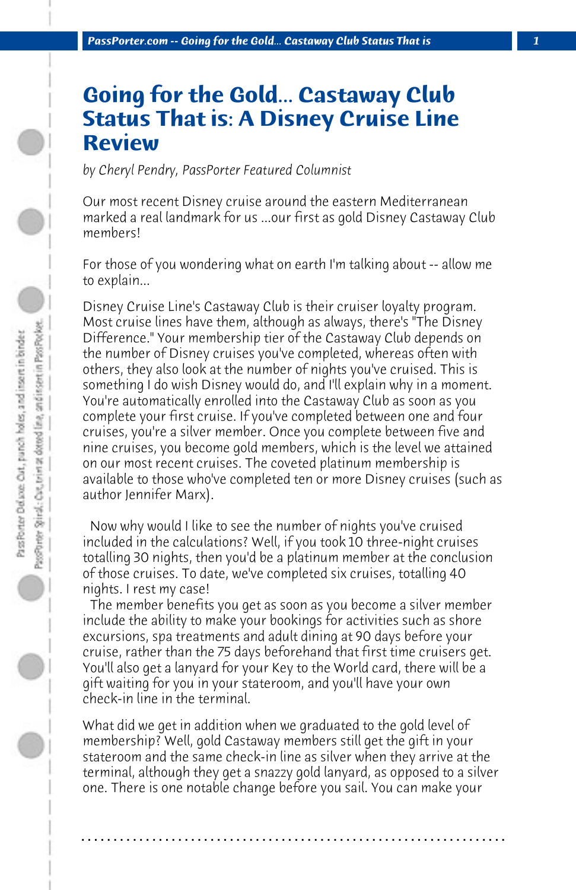# Going for the Gold... Castaway Club Status That is: A Disney Cruise Line Review

*by Cheryl Pendry, PassPorter Featured Columnist*

Our most recent Disney cruise around the eastern Mediterranean marked a real landmark for us ...our first as gold Disney Castaway Club members!

For those of you wondering what on earth I'm talking about -- allow me to explain...

Disney Cruise Line's Castaway Club is their cruiser loyalty program. Most cruise lines have them, although as always, there's "The Disney Difference." Your membership tier of the Castaway Club depends on the number of Disney cruises you've completed, whereas often with others, they also look at the number of nights you've cruised. This is something I do wish Disney would do, and I'll explain why in a moment. You're automatically enrolled into the Castaway Club as soon as you complete your first cruise. If you've completed between one and four cruises, you're a silver member. Once you complete between five and nine cruises, you become gold members, which is the level we attained on our most recent cruises. The coveted platinum membership is available to those who've completed ten or more Disney cruises (such as author Jennifer Marx).

Now why would I like to see the number of nights you've cruised included in the calculations? Well, if you took 10 three-night cruises totalling 30 nights, then you'd be a platinum member at the conclusion of those cruises. To date, we've completed six cruises, totalling 40 nights. I rest my case!

The member benefits you get as soon as you become a silver member include the ability to make your bookings for activities such as shore excursions, spa treatments and adult dining at 90 days before your cruise, rather than the 75 days beforehand that first time cruisers get. You'll also get a lanyard for your Key to the World card, there will be a gift waiting for you in your stateroom, and you'll have your own check-in line in the terminal.

What did we get in addition when we graduated to the gold level of membership? Well, gold Castaway members still get the gift in your stateroom and the same check-in line as silver when they arrive at the terminal, although they get a snazzy gold lanyard, as opposed to a silver one. There is one notable change before you sail. You can make your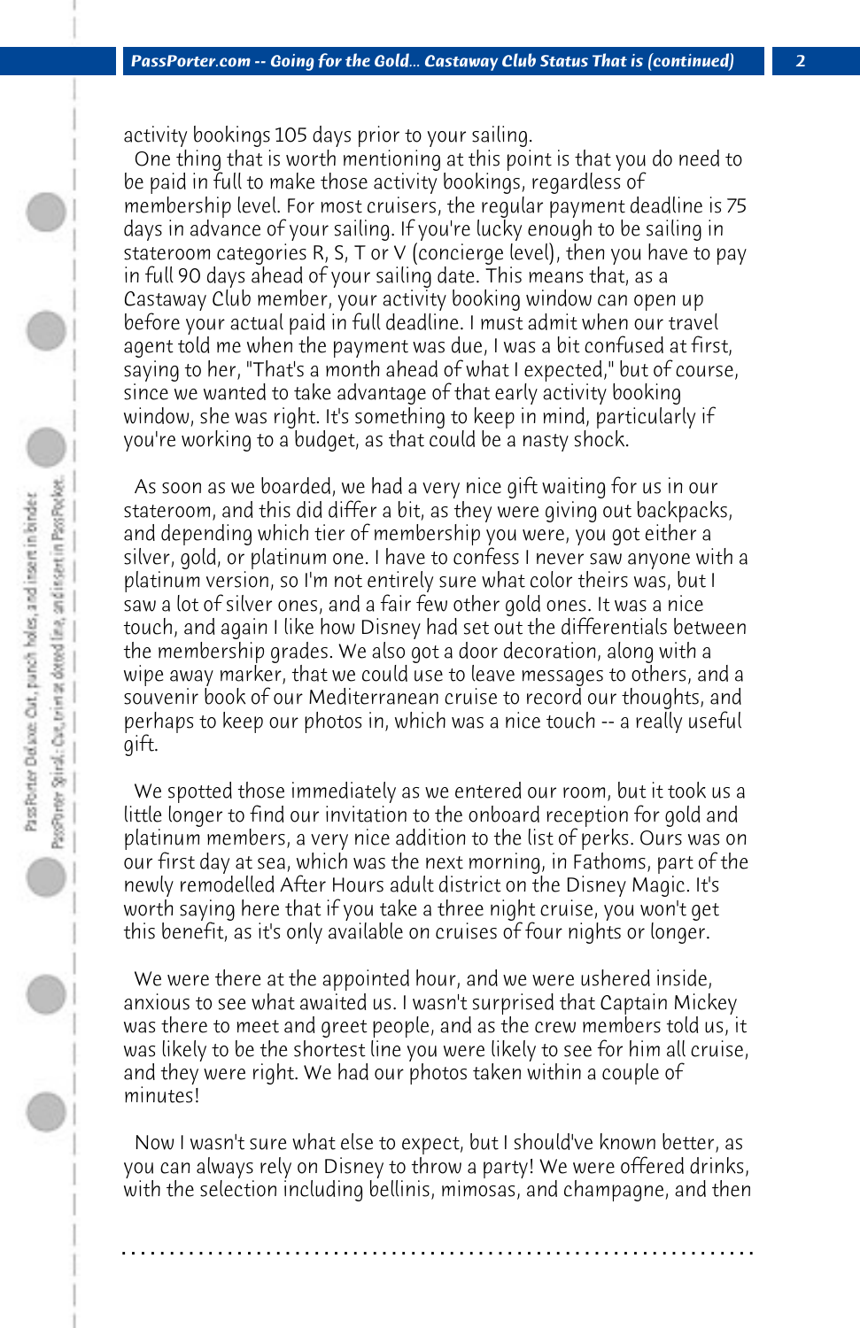activity bookings 105 days prior to your sailing.

One thing that is worth mentioning at this point is that you do need to be paid in full to make those activity bookings, regardless of membership level. For most cruisers, the regular payment deadline is 75 days in advance of your sailing. If you're lucky enough to be sailing in stateroom categories R, S, T or V (concierge level), then you have to pay in full 90 days ahead of your sailing date. This means that, as a Castaway Club member, your activity booking window can open up before your actual paid in full deadline. I must admit when our travel agent told me when the payment was due, I was a bit confused at first, saying to her, "That's a month ahead of what I expected," but of course, since we wanted to take advantage of that early activity booking window, she was right. It's something to keep in mind, particularly if you're working to a budget, as that could be a nasty shock.

As soon as we boarded, we had a very nice gift waiting for us in our stateroom, and this did differ a bit, as they were giving out backpacks, and depending which tier of membership you were, you got either a silver, gold, or platinum one. I have to confess I never saw anyone with a platinum version, so I'm not entirely sure what color theirs was, but I saw a lot of silver ones, and a fair few other gold ones. It was a nice touch, and again I like how Disney had set out the differentials between the membership grades. We also got a door decoration, along with a wipe away marker, that we could use to leave messages to others, and a souvenir book of our Mediterranean cruise to record our thoughts, and perhaps to keep our photos in, which was a nice touch -- a really useful gift.

We spotted those immediately as we entered our room, but it took us a little longer to find our invitation to the onboard reception for gold and platinum members, a very nice addition to the list of perks. Ours was on our first day at sea, which was the next morning, in Fathoms, part of the newly remodelled After Hours adult district on the Disney Magic. It's worth saying here that if you take a three night cruise, you won't get this benefit, as it's only available on cruises of four nights or longer.

We were there at the appointed hour, and we were ushered inside, anxious to see what awaited us. I wasn't surprised that Captain Mickey was there to meet and greet people, and as the crew members told us, it was likely to be the shortest line you were likely to see for him all cruise, and they were right. We had our photos taken within a couple of minutes!

Now I wasn't sure what else to expect, but I should've known better, as you can always rely on Disney to throw a party! We were offered drinks, with the selection including bellinis, mimosas, and champagne, and then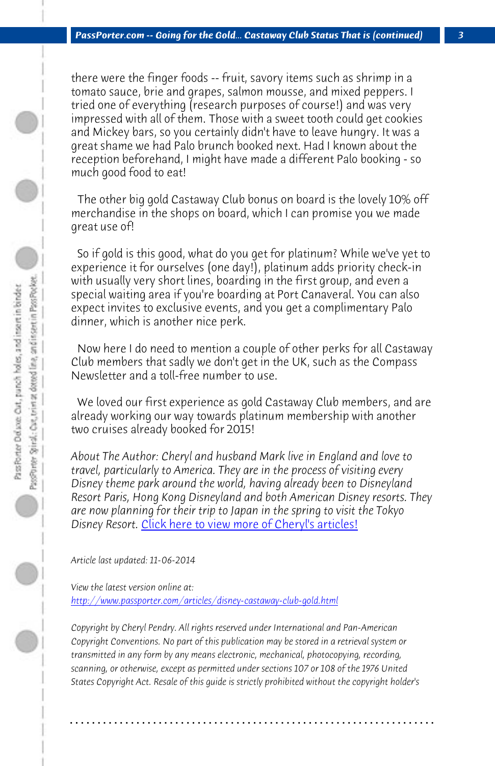there were the finger foods -- fruit, savory items such as shrimp in a tomato sauce, brie and grapes, salmon mousse, and mixed peppers. I tried one of everything (research purposes of course!) and was very impressed with all of them. Those with a sweet tooth could get cookies and Mickey bars, so you certainly didn't have to leave hungry. It was a great shame we had Palo brunch booked next. Had I known about the reception beforehand, I might have made a different Palo booking - so much good food to eat!

The other big gold Castaway Club bonus on board is the lovely 10% off merchandise in the shops on board, which I can promise you we made great use of!

So if gold is this good, what do you get for platinum? While we've yet to experience it for ourselves (one day!), platinum adds priority check-in with usually very short lines, boarding in the first group, and even a special waiting area if you're boarding at Port Canaveral. You can also expect invites to exclusive events, and you get a complimentary Palo dinner, which is another nice perk.

Now here I do need to mention a couple of other perks for all Castaway Club members that sadly we don't get in the UK, such as the Compass Newsletter and a toll-free number to use.

We loved our first experience as gold Castaway Club members, and are already working our way towards platinum membership with another two cruises already booked for 2015!

*About The Author: Cheryl and husband Mark live in England and love to travel, particularly to America. They are in the process of visiting every Disney theme park around the world, having already been to Disneyland Resort Paris, Hong Kong Disneyland and both American Disney resorts. They are now planning for their trip to Japan in the spring to visit the Tokyo Disney Resort.* Click here to view more of Cheryl's articles!

*Article last updated: 11-06-2014*

*View the latest version online at:*
*http://www.passporter.com/articles/disney-castaway-club-gold.html*

*Copyright by Cheryl Pendry. All rights reserved under International and Pan-American Copyright Conventions. No part of this publication may be stored in a retrieval system or transmitted in any form by any means electronic, mechanical, photocopying, recording, scanning, or otherwise, except as permitted under sections 107 or 108 of the 1976 United States Copyright Act. Resale of this guide is strictly prohibited without the copyright holder's*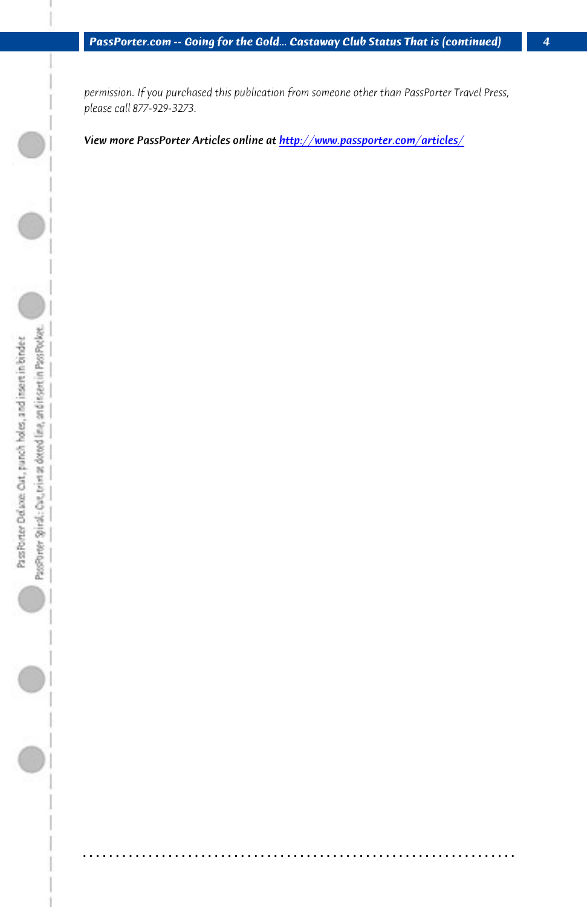*permission. If you purchased this publication from someone other than PassPorter Travel Press, please call 877-929-3273.*

**View more PassPorter Articles online at http://www.passporter.com/articles/**